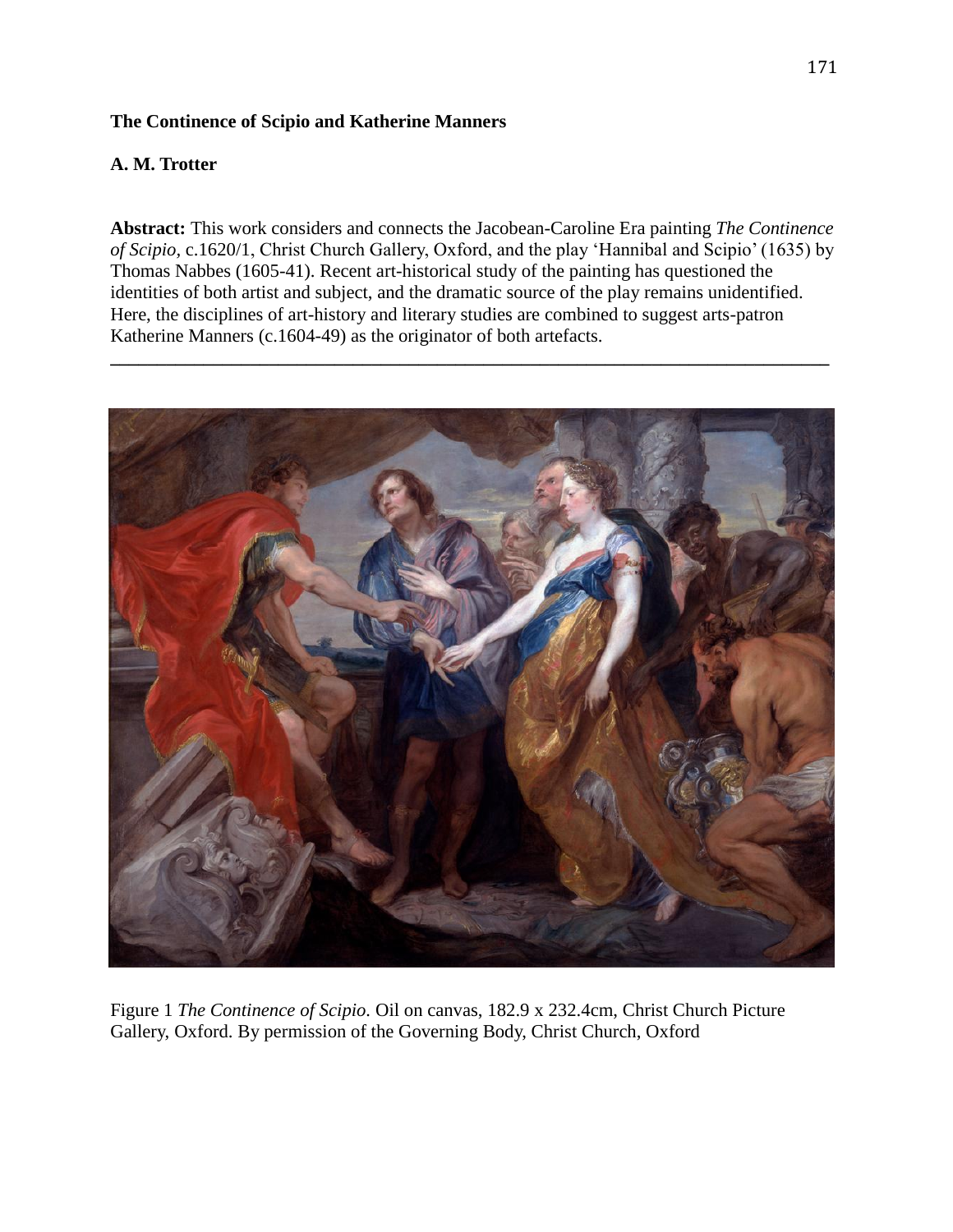# The Continence of Scipio and Katherine Manners

**A. M. Trotter**

**Abstract:** This work considers and connects the Jacobean-Caroline Era painting *The Continence of Scipio,* c.1620/1, Christ Church Gallery, Oxford, and the play 'Hannibal and Scipio' (1635) by Thomas Nabbes (1605-41). Recent art-historical study of the painting has questioned the identities of both artist and subject, and the dramatic source of the play remains unidentified. Here, the disciplines of art-history and literary studies are combined to suggest arts-patron Katherine Manners (c.1604-49) as the originator of both artefacts.

---

Figure 1 *The Continence of Scipio.* Oil on canvas, 182.9 x 232.4cm, Christ Church Picture Gallery, Oxford. By permission of the Governing Body, Christ Church, Oxford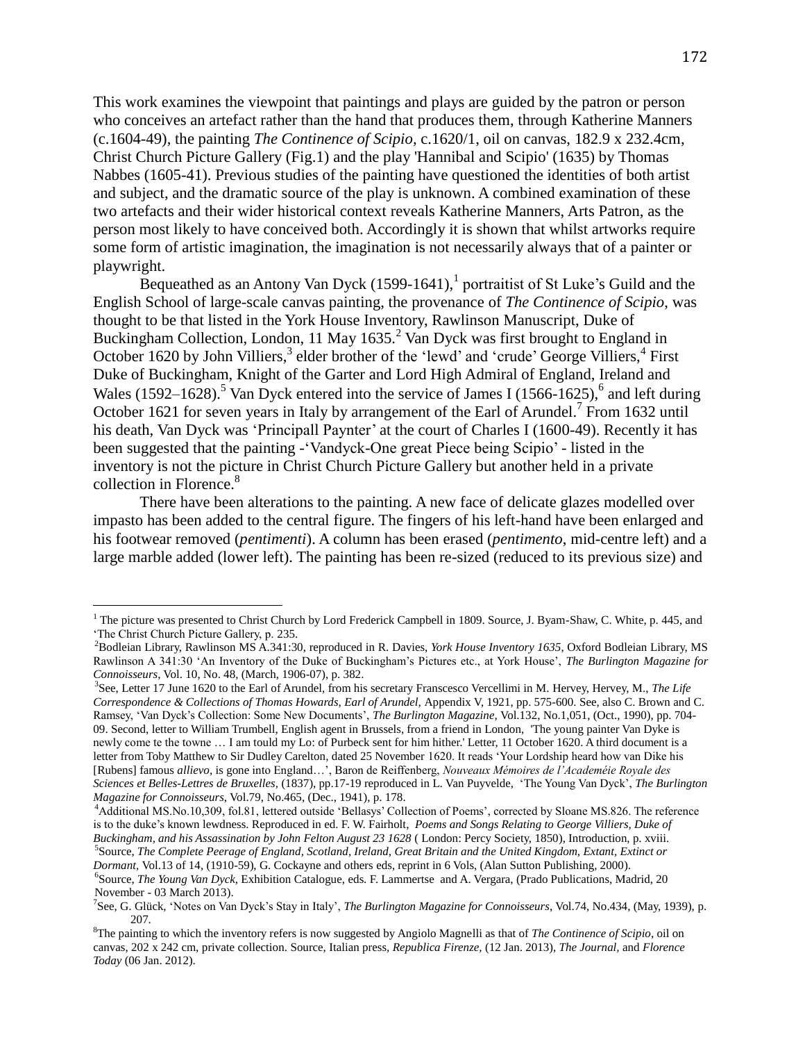This work examines the viewpoint that paintings and plays are guided by the patron or person who conceives an artefact rather than the hand that produces them, through Katherine Manners (c.1604-49), the painting *The Continence of Scipio,* c.1620/1, oil on canvas, 182.9 x 232.4cm, Christ Church Picture Gallery (Fig.1) and the play 'Hannibal and Scipio' (1635) by Thomas Nabbes (1605-41). Previous studies of the painting have questioned the identities of both artist and subject, and the dramatic source of the play is unknown. A combined examination of these two artefacts and their wider historical context reveals Katherine Manners, Arts Patron, as the person most likely to have conceived both. Accordingly it is shown that whilst artworks require some form of artistic imagination, the imagination is not necessarily always that of a painter or playwright.

Bequeathed as an Antony Van Dyck (1599-1641),[1] portraitist of St Luke's Guild and the English School of large-scale canvas painting, the provenance of *The Continence of Scipio*, was thought to be that listed in the York House Inventory, Rawlinson Manuscript, Duke of Buckingham Collection, London, 11 May 1635.[2] Van Dyck was first brought to England in October 1620 by John Villiers,[3] elder brother of the 'lewd' and 'crude' George Villiers,[4] First Duke of Buckingham, Knight of the Garter and Lord High Admiral of England, Ireland and Wales (1592–1628).[5] Van Dyck entered into the service of James I (1566-1625),[6] and left during October 1621 for seven years in Italy by arrangement of the Earl of Arundel.[7] From 1632 until his death, Van Dyck was 'Principall Paynter' at the court of Charles I (1600-49). Recently it has been suggested that the painting -'Vandyck-One great Piece being Scipio' - listed in the inventory is not the picture in Christ Church Picture Gallery but another held in a private collection in Florence.[8]

There have been alterations to the painting. A new face of delicate glazes modelled over impasto has been added to the central figure. The fingers of his left-hand have been enlarged and his footwear removed (*pentimenti*). A column has been erased (*pentimento*, mid-centre left) and a large marble added (lower left). The painting has been re-sized (reduced to its previous size) and

---

[1] The picture was presented to Christ Church by Lord Frederick Campbell in 1809. Source, J. Byam-Shaw, C. White, p. 445, and 'The Christ Church Picture Gallery, p. 235.

[2] Bodleian Library, Rawlinson MS A.341:30, reproduced in R. Davies, *York House Inventory 1635*, Oxford Bodleian Library, MS Rawlinson A 341:30 'An Inventory of the Duke of Buckingham's Pictures etc., at York House', *The Burlington Magazine for Connoisseurs*, Vol. 10, No. 48, (March, 1906-07), p. 382.

[3] See, Letter 17 June 1620 to the Earl of Arundel, from his secretary Franscesco Vercellimi in M. Hervey, Hervey, M., *The Life Correspondence & Collections of Thomas Howards, Earl of Arundel,* Appendix V, 1921, pp. 575-600. See, also C. Brown and C. Ramsey, 'Van Dyck's Collection: Some New Documents', *The Burlington Magazine,* Vol.132, No.1,051, (Oct., 1990), pp. 704-09. Second, letter to William Trumbell, English agent in Brussels, from a friend in London, 'The young painter Van Dyke is newly come te the towne … I am tould my Lo: of Purbeck sent for him hither.' Letter, 11 October 1620. A third document is a letter from Toby Matthew to Sir Dudley Carelton, dated 25 November 1620. It reads 'Your Lordship heard how van Dike his [Rubens] famous *allievo,* is gone into England…', Baron de Reiffenberg, *Nouveaux Mémoires de l'Academéie Royale des Sciences et Belles-Lettres de Bruxelles,* (1837), pp.17-19 reproduced in L. Van Puyvelde, 'The Young Van Dyck', *The Burlington Magazine for Connoisseurs*, Vol.79, No.465, (Dec., 1941), p. 178.

[4] Additional MS.No.10,309, fol.81, lettered outside 'Bellasys' Collection of Poems', corrected by Sloane MS.826. The reference is to the duke's known lewdness. Reproduced in ed. F. W. Fairholt, *Poems and Songs Relating to George Villiers, Duke of Buckingham, and his Assassination by John Felton August 23 1628* ( London: Percy Society, 1850), Introduction, p. xviii.

[5] Source, *The Complete Peerage of England, Scotland, Ireland, Great Britain and the United Kingdom, Extant, Extinct or Dormant,* Vol.13 of 14, (1910-59), G. Cockayne and others eds, reprint in 6 Vols, (Alan Sutton Publishing, 2000).

[6] Source, *The Young Van Dyck*, Exhibition Catalogue, eds. F. Lammertse and A. Vergara, (Prado Publications, Madrid, 20 November - 03 March 2013).

[7] See, G. Glück, 'Notes on Van Dyck's Stay in Italy', *The Burlington Magazine for Connoisseurs*, Vol.74, No.434, (May, 1939), p. 207.

[8] The painting to which the inventory refers is now suggested by Angiolo Magnelli as that of *The Continence of Scipio*, oil on canvas, 202 x 242 cm, private collection. Source, Italian press, *Republica Firenze,* (12 Jan. 2013), *The Journal*, and *Florence Today* (06 Jan. 2012).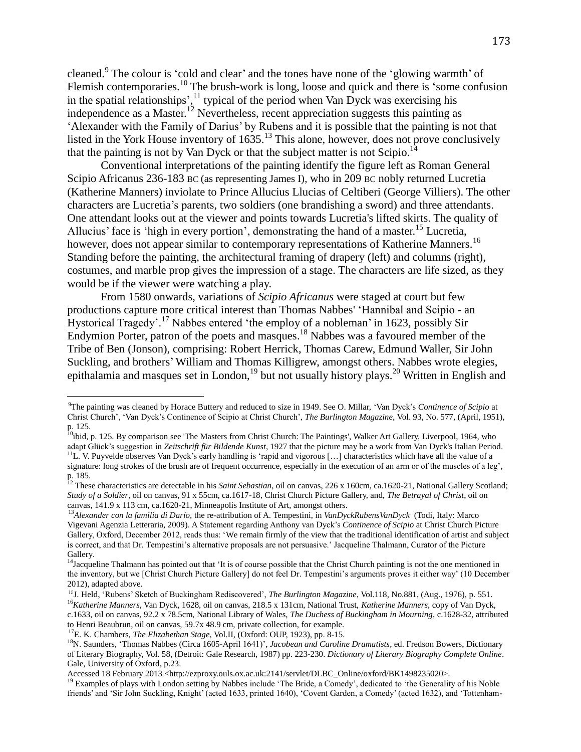cleaned.[9] The colour is 'cold and clear' and the tones have none of the 'glowing warmth' of Flemish contemporaries.[10] The brush-work is long, loose and quick and there is 'some confusion in the spatial relationships',[11] typical of the period when Van Dyck was exercising his independence as a Master.[12] Nevertheless, recent appreciation suggests this painting as 'Alexander with the Family of Darius' by Rubens and it is possible that the painting is not that listed in the York House inventory of 1635.[13] This alone, however, does not prove conclusively that the painting is not by Van Dyck or that the subject matter is not Scipio.[14]

Conventional interpretations of the painting identify the figure left as Roman General Scipio Africanus 236-183 BC (as representing James I), who in 209 BC nobly returned Lucretia (Katherine Manners) inviolate to Prince Allucius Llucias of Celtiberi (George Villiers). The other characters are Lucretia's parents, two soldiers (one brandishing a sword) and three attendants. One attendant looks out at the viewer and points towards Lucretia's lifted skirts. The quality of Allucius' face is 'high in every portion', demonstrating the hand of a master.[15] Lucretia, however, does not appear similar to contemporary representations of Katherine Manners.[16] Standing before the painting, the architectural framing of drapery (left) and columns (right), costumes, and marble prop gives the impression of a stage. The characters are life sized, as they would be if the viewer were watching a play.

From 1580 onwards, variations of *Scipio Africanus* were staged at court but few productions capture more critical interest than Thomas Nabbes' 'Hannibal and Scipio - an Hystorical Tragedy'.[17] Nabbes entered 'the employ of a nobleman' in 1623, possibly Sir Endymion Porter, patron of the poets and masques.[18] Nabbes was a favoured member of the Tribe of Ben (Jonson), comprising: Robert Herrick, Thomas Carew, Edmund Waller, Sir John Suckling, and brothers' William and Thomas Killigrew, amongst others. Nabbes wrote elegies, epithalamia and masques set in London,[19] but not usually history plays.[20] Written in English and

---

[9] The painting was cleaned by Horace Buttery and reduced to size in 1949. See O. Millar, 'Van Dyck's *Continence of Scipio* at Christ Church', 'Van Dyck's Continence of Scipio at Christ Church', *The Burlington Magazine*, Vol. 93, No. 577, (April, 1951), p. 125.

[10] ibid, p. 125. By comparison see 'The Masters from Christ Church: The Paintings', Walker Art Gallery, Liverpool, 1964, who adapt Glück's suggestion in *Zeitschrift für Bildende Kunst*, 1927 that the picture may be a work from Van Dyck's Italian Period.

[11] L. V. Puyvelde observes Van Dyck's early handling is 'rapid and vigorous […] characteristics which have all the value of a signature: long strokes of the brush are of frequent occurrence, especially in the execution of an arm or of the muscles of a leg', p. 185.

[12] These characteristics are detectable in his *Saint Sebastian*, oil on canvas, 226 x 160cm, ca.1620-21, National Gallery Scotland; *Study of a Soldier*, oil on canvas, 91 x 55cm, ca.1617-18, Christ Church Picture Gallery, and, *The Betrayal of Christ*, oil on canvas, 141.9 x 113 cm, ca.1620-21, Minneapolis Institute of Art, amongst others.

[13] *Alexander con la familia di Darío*, the re-attribution of A. Tempestini, in *VanDyckRubensVanDyck* (Todi, Italy: Marco Vigevani Agenzia Letteraria, 2009). A Statement regarding Anthony van Dyck's *Continence of Scipio* at Christ Church Picture Gallery, Oxford, December 2012, reads thus: 'We remain firmly of the view that the traditional identification of artist and subject is correct, and that Dr. Tempestini's alternative proposals are not persuasive.' Jacqueline Thalmann, Curator of the Picture Gallery.

[14] Jacqueline Thalmann has pointed out that 'It is of course possible that the Christ Church painting is not the one mentioned in the inventory, but we [Christ Church Picture Gallery] do not feel Dr. Tempestini's arguments proves it either way' (10 December 2012), adapted above.

[15] J. Held, 'Rubens' Sketch of Buckingham Rediscovered', *The Burlington Magazine*, Vol.118, No.881, (Aug., 1976), p. 551.

[16] *Katherine Manners*, Van Dyck, 1628, oil on canvas, 218.5 x 131cm, National Trust, *Katherine Manners*, copy of Van Dyck, c.1633, oil on canvas, 92.2 x 78.5cm, National Library of Wales, *The Duchess of Buckingham in Mourning*, c.1628-32, attributed to Henri Beaubrun, oil on canvas, 59.7x 48.9 cm, private collection, for example.

[17] E. K. Chambers, *The Elizabethan Stage*, Vol.II, (Oxford: OUP, 1923), pp. 8-15.

[18] N. Saunders, 'Thomas Nabbes (Circa 1605-April 1641)', *Jacobean and Caroline Dramatists*, ed. Fredson Bowers, Dictionary of Literary Biography, Vol. 58, (Detroit: Gale Research, 1987) pp. 223-230. *Dictionary of Literary Biography Complete Online*. Gale, University of Oxford, p.23. Accessed 18 February 2013 <http://ezproxy.ouls.ox.ac.uk:2141/servlet/DLBC_Online/oxford/BK1498235020>.

[19] Examples of plays with London setting by Nabbes include 'The Bride, a Comedy', dedicated to 'the Generality of his Noble friends' and 'Sir John Suckling, Knight' (acted 1633, printed 1640), 'Covent Garden, a Comedy' (acted 1632), and 'Tottenham-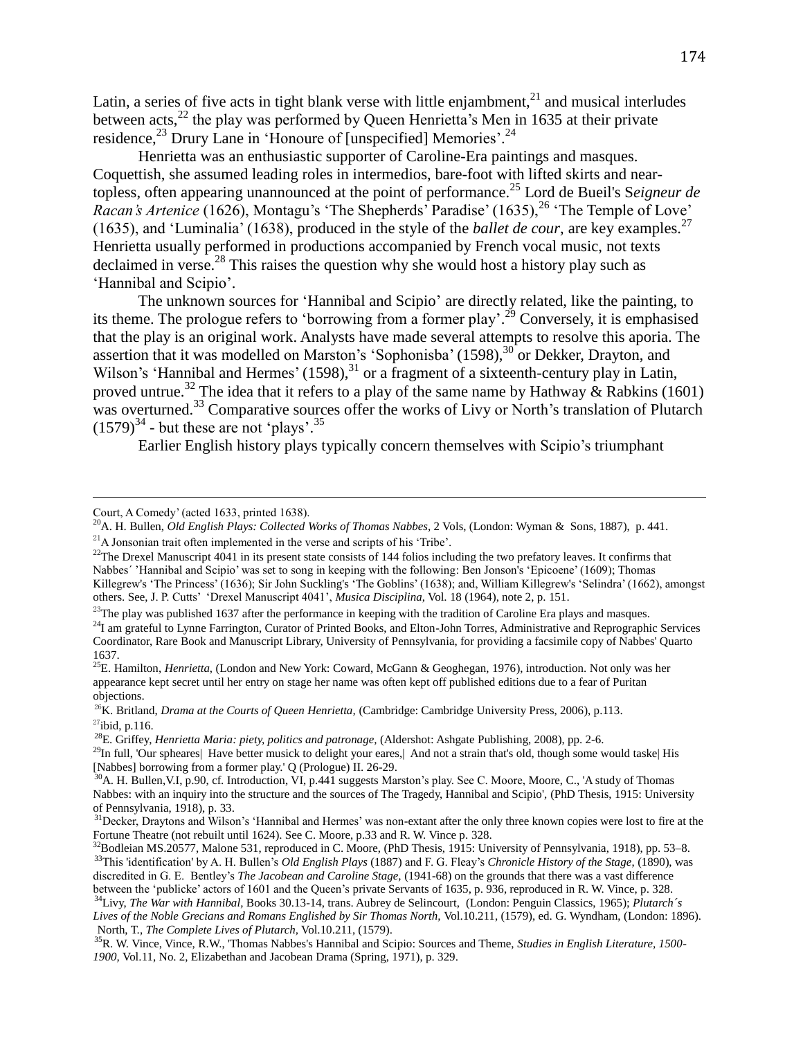Latin, a series of five acts in tight blank verse with little enjambment,[21] and musical interludes between acts,[22] the play was performed by Queen Henrietta's Men in 1635 at their private residence,[23] Drury Lane in 'Honoure of [unspecified] Memories'.[24]

Henrietta was an enthusiastic supporter of Caroline-Era paintings and masques. Coquettish, she assumed leading roles in intermedios, bare-foot with lifted skirts and near-topless, often appearing unannounced at the point of performance.[25] Lord de Bueil's S*eigneur de Racan's Artenice* (1626), Montagu's 'The Shepherds' Paradise' (1635),[26] 'The Temple of Love' (1635), and 'Luminalia' (1638), produced in the style of the *ballet de cour*, are key examples.[27] Henrietta usually performed in productions accompanied by French vocal music, not texts declaimed in verse.[28] This raises the question why she would host a history play such as 'Hannibal and Scipio'.

The unknown sources for 'Hannibal and Scipio' are directly related, like the painting, to its theme. The prologue refers to 'borrowing from a former play'.[29] Conversely, it is emphasised that the play is an original work. Analysts have made several attempts to resolve this aporia. The assertion that it was modelled on Marston's 'Sophonisba' (1598),[30] or Dekker, Drayton, and Wilson's 'Hannibal and Hermes' (1598),[31] or a fragment of a sixteenth-century play in Latin, proved untrue.[32] The idea that it refers to a play of the same name by Hathway & Rabkins (1601) was overturned.[33] Comparative sources offer the works of Livy or North's translation of Plutarch (1579)[34] - but these are not 'plays'.[35]

Earlier English history plays typically concern themselves with Scipio's triumphant

---

Court, A Comedy' (acted 1633, printed 1638).

[20] A. H. Bullen, *Old English Plays: Collected Works of Thomas Nabbes,* 2 Vols, (London: Wyman & Sons, 1887), p. 441.

[21] A Jonsonian trait often implemented in the verse and scripts of his 'Tribe'.

[22] The Drexel Manuscript 4041 in its present state consists of 144 folios including the two prefatory leaves. It confirms that Nabbes´ 'Hannibal and Scipio' was set to song in keeping with the following: Ben Jonson's 'Epicoene' (1609); Thomas Killegrew's 'The Princess' (1636); Sir John Suckling's 'The Goblins' (1638); and, William Killegrew's 'Selindra' (1662), amongst others. See, J. P. Cutts' 'Drexel Manuscript 4041', *Musica Disciplina*, Vol. 18 (1964), note 2, p. 151.

[23] The play was published 1637 after the performance in keeping with the tradition of Caroline Era plays and masques.

[24] I am grateful to Lynne Farrington, Curator of Printed Books, and Elton-John Torres, Administrative and Reprographic Services Coordinator, Rare Book and Manuscript Library, University of Pennsylvania, for providing a facsimile copy of Nabbes' Quarto 1637.

[25] E. Hamilton, *Henrietta,* (London and New York: Coward, McGann & Geoghegan, 1976), introduction. Not only was her appearance kept secret until her entry on stage her name was often kept off published editions due to a fear of Puritan objections.

[26] K. Britland, *Drama at the Courts of Queen Henrietta,* (Cambridge: Cambridge University Press, 2006), p.113.

[27] ibid, p.116.

[28] E. Griffey, *Henrietta Maria: piety, politics and patronage,* (Aldershot: Ashgate Publishing, 2008), pp. 2-6.

[29] In full, 'Our spheares| Have better musick to delight your eares,| And not a strain that's old, though some would taske| His [Nabbes] borrowing from a former play.' Q (Prologue) II. 26-29.

[30] A. H. Bullen,V.I, p.90, cf. Introduction, VI, p.441 suggests Marston's play. See C. Moore, Moore, C., 'A study of Thomas Nabbes: with an inquiry into the structure and the sources of The Tragedy, Hannibal and Scipio', (PhD Thesis, 1915: University of Pennsylvania, 1918), p. 33.

[31] Decker, Draytons and Wilson's 'Hannibal and Hermes' was non-extant after the only three known copies were lost to fire at the Fortune Theatre (not rebuilt until 1624). See C. Moore, p.33 and R. W. Vince p. 328.

[32] Bodleian MS.20577, Malone 531, reproduced in C. Moore, (PhD Thesis, 1915: University of Pennsylvania, 1918), pp. 53–8.

[33] This 'identification' by A. H. Bullen's *Old English Plays* (1887) and F. G. Fleay's *Chronicle History of the Stage*, (1890), was discredited in G. E. Bentley's *The Jacobean and Caroline Stage,* (1941-68) on the grounds that there was a vast difference between the 'publicke' actors of 1601 and the Queen's private Servants of 1635, p. 936, reproduced in R. W. Vince, p. 328.

[34] Livy, *The War with Hannibal,* Books 30.13-14, trans. Aubrey de Selincourt, (London: Penguin Classics, 1965); *Plutarch´s Lives of the Noble Grecians and Romans Englished by Sir Thomas North,* Vol.10.211, (1579), ed. G. Wyndham, (London: 1896). North, T., *The Complete Lives of Plutarch,* Vol.10.211, (1579).

[35] R. W. Vince, Vince, R.W., 'Thomas Nabbes's Hannibal and Scipio: Sources and Theme, *Studies in English Literature, 1500-1900,* Vol.11, No. 2, Elizabethan and Jacobean Drama (Spring, 1971), p. 329.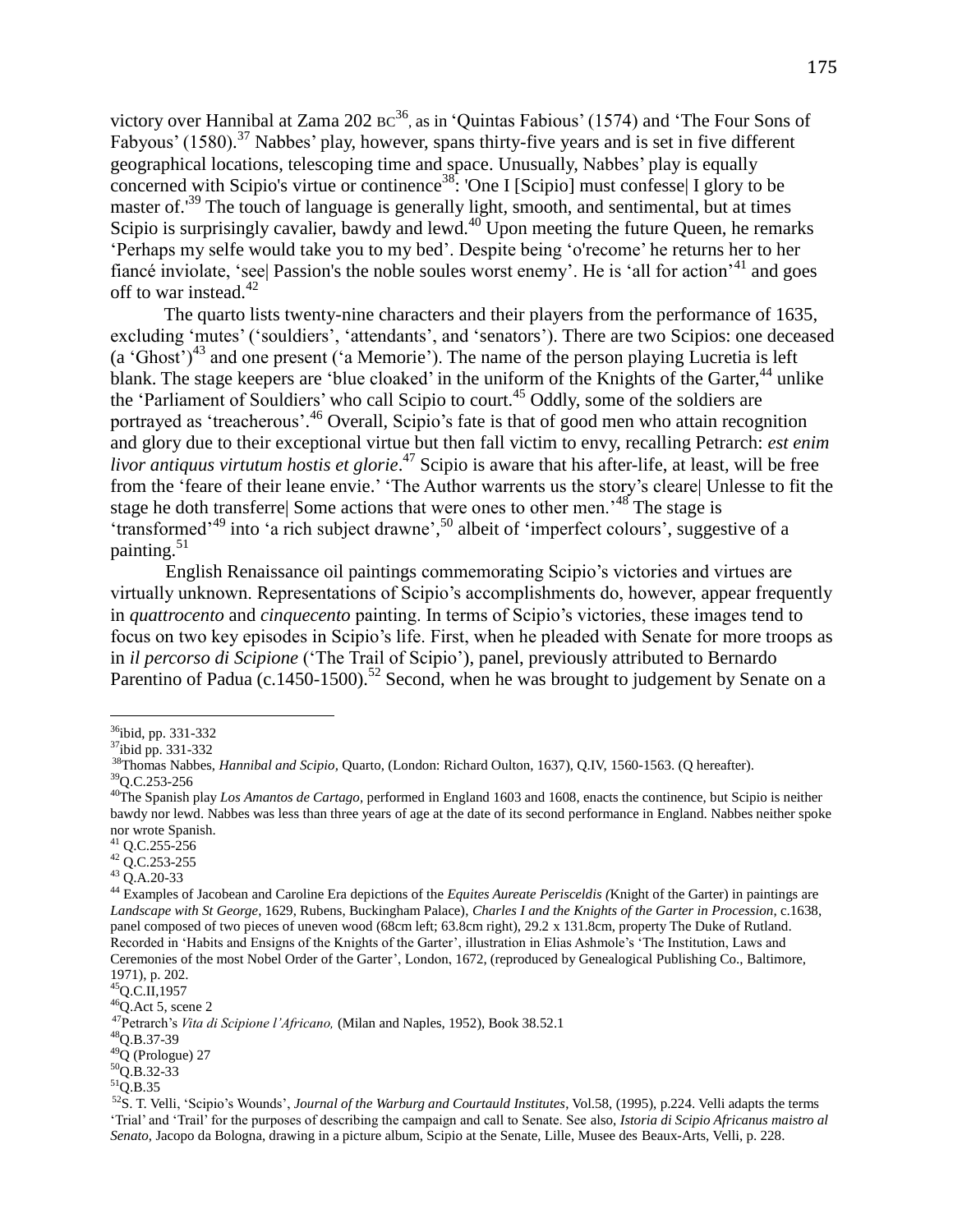victory over Hannibal at Zama 202 BC[36], as in 'Quintas Fabious' (1574) and 'The Four Sons of Fabyous' (1580).[37] Nabbes' play, however, spans thirty-five years and is set in five different geographical locations, telescoping time and space. Unusually, Nabbes' play is equally concerned with Scipio's virtue or continence[38]: 'One I [Scipio] must confesse| I glory to be master of.'[39] The touch of language is generally light, smooth, and sentimental, but at times Scipio is surprisingly cavalier, bawdy and lewd.[40] Upon meeting the future Queen, he remarks 'Perhaps my selfe would take you to my bed'. Despite being 'o'recome' he returns her to her fiancé inviolate, 'see| Passion's the noble soules worst enemy'. He is 'all for action'[41] and goes off to war instead.[42]

The quarto lists twenty-nine characters and their players from the performance of 1635, excluding 'mutes' ('souldiers', 'attendants', and 'senators'). There are two Scipios: one deceased (a 'Ghost')[43] and one present ('a Memorie'). The name of the person playing Lucretia is left blank. The stage keepers are 'blue cloaked' in the uniform of the Knights of the Garter,[44] unlike the 'Parliament of Souldiers' who call Scipio to court.[45] Oddly, some of the soldiers are portrayed as 'treacherous'.[46] Overall, Scipio's fate is that of good men who attain recognition and glory due to their exceptional virtue but then fall victim to envy, recalling Petrarch: *est enim livor antiquus virtutum hostis et glorie*.[47] Scipio is aware that his after-life, at least, will be free from the 'feare of their leane envie.' 'The Author warrents us the story's cleare| Unlesse to fit the stage he doth transferre| Some actions that were ones to other men.'[48] The stage is 'transformed'[49] into 'a rich subject drawne',[50] albeit of 'imperfect colours', suggestive of a painting.[51]

English Renaissance oil paintings commemorating Scipio's victories and virtues are virtually unknown. Representations of Scipio's accomplishments do, however, appear frequently in *quattrocento* and *cinquecento* painting. In terms of Scipio's victories, these images tend to focus on two key episodes in Scipio's life. First, when he pleaded with Senate for more troops as in *il percorso di Scipione* ('The Trail of Scipio'), panel, previously attributed to Bernardo Parentino of Padua (c.1450-1500).[52] Second, when he was brought to judgement by Senate on a

---

[36]ibid, pp. 331-332

[37]ibid pp. 331-332

[38]Thomas Nabbes, *Hannibal and Scipio,* Quarto, (London: Richard Oulton, 1637), Q.IV, 1560-1563. (Q hereafter).

[39]Q.C.253-256

[40]The Spanish play *Los Amantos de Cartago,* performed in England 1603 and 1608, enacts the continence, but Scipio is neither bawdy nor lewd. Nabbes was less than three years of age at the date of its second performance in England. Nabbes neither spoke nor wrote Spanish.

[41] Q.C.255-256

[42] Q.C.253-255

[43] Q.A.20-33

[44] Examples of Jacobean and Caroline Era depictions of the *Equites Aureate Perisceldis (*Knight of the Garter) in paintings are *Landscape with St George*, 1629, Rubens, Buckingham Palace), *Charles I and the Knights of the Garter in Procession*, c.1638, panel composed of two pieces of uneven wood (68cm left; 63.8cm right), 29.2 x 131.8cm, property The Duke of Rutland. Recorded in 'Habits and Ensigns of the Knights of the Garter', illustration in Elias Ashmole's 'The Institution, Laws and Ceremonies of the most Nobel Order of the Garter', London, 1672, (reproduced by Genealogical Publishing Co., Baltimore, 1971), p. 202.

[45]Q.C.II,1957

[46]Q.Act 5, scene 2

[47]Petrarch's *Vita di Scipione l'Africano,* (Milan and Naples, 1952), Book 38.52.1

[48]Q.B.37-39

[49]Q (Prologue) 27

[50]Q.B.32-33

[51]Q.B.35

[52]S. T. Velli, 'Scipio's Wounds', *Journal of the Warburg and Courtauld Institutes*, Vol.58, (1995), p.224. Velli adapts the terms 'Trial' and 'Trail' for the purposes of describing the campaign and call to Senate. See also, *Istoria di Scipio Africanus maistro al Senato,* Jacopo da Bologna, drawing in a picture album, Scipio at the Senate, Lille, Musee des Beaux-Arts, Velli, p. 228.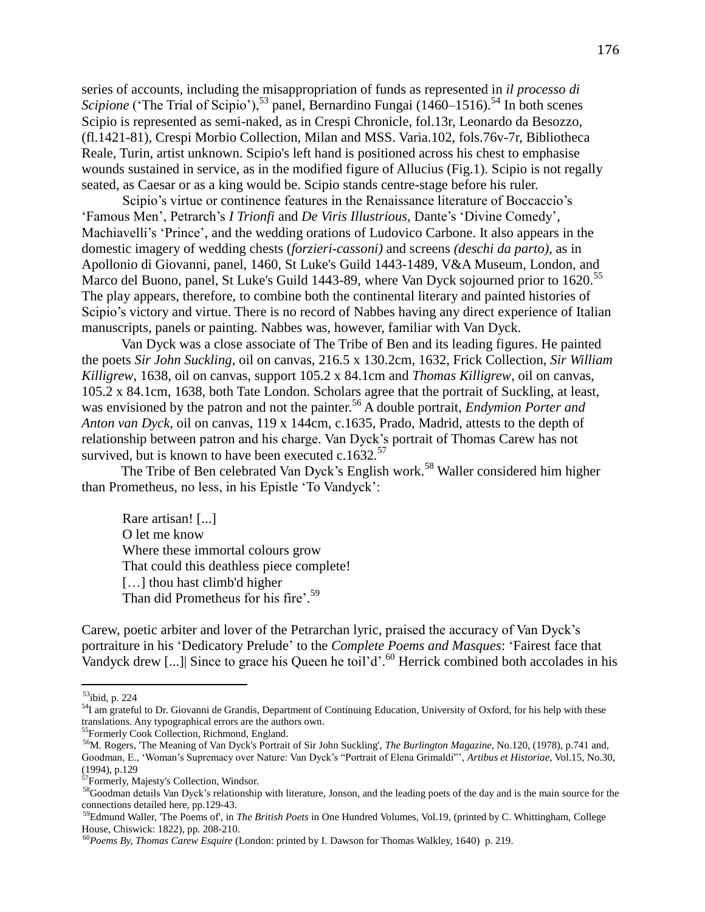series of accounts, including the misappropriation of funds as represented in *il processo di Scipione* ('The Trial of Scipio'),[53] panel, Bernardino Fungai (1460–1516).[54] In both scenes Scipio is represented as semi-naked, as in Crespi Chronicle, fol.13r, Leonardo da Besozzo, (fl.1421-81), Crespi Morbio Collection, Milan and MSS. Varia.102, fols.76v-7r, Bibliotheca Reale, Turin, artist unknown. Scipio's left hand is positioned across his chest to emphasise wounds sustained in service, as in the modified figure of Allucius (Fig.1). Scipio is not regally seated, as Caesar or as a king would be. Scipio stands centre-stage before his ruler.

Scipio's virtue or continence features in the Renaissance literature of Boccaccio's 'Famous Men', Petrarch's *I Trionfi* and *De Viris Illustrious,* Dante's 'Divine Comedy', Machiavelli's 'Prince', and the wedding orations of Ludovico Carbone. It also appears in the domestic imagery of wedding chests (*forzieri-cassoni)* and screens *(deschi da parto)*, as in Apollonio di Giovanni, panel, 1460, St Luke's Guild 1443-1489, V&A Museum, London, and Marco del Buono, panel, St Luke's Guild 1443-89, where Van Dyck sojourned prior to 1620.[55] The play appears, therefore, to combine both the continental literary and painted histories of Scipio's victory and virtue. There is no record of Nabbes having any direct experience of Italian manuscripts, panels or painting. Nabbes was, however, familiar with Van Dyck.

Van Dyck was a close associate of The Tribe of Ben and its leading figures. He painted the poets *Sir John Suckling*, oil on canvas, 216.5 x 130.2cm, 1632, Frick Collection, *Sir William Killigrew*, 1638, oil on canvas, support 105.2 x 84.1cm and *Thomas Killigrew*, oil on canvas, 105.2 x 84.1cm, 1638, both Tate London. Scholars agree that the portrait of Suckling, at least, was envisioned by the patron and not the painter.[56] A double portrait, *Endymion Porter and Anton van Dyck*, oil on canvas, 119 x 144cm, c.1635, Prado, Madrid, attests to the depth of relationship between patron and his charge. Van Dyck's portrait of Thomas Carew has not survived, but is known to have been executed c.1632.[57]

The Tribe of Ben celebrated Van Dyck's English work.[58] Waller considered him higher than Prometheus, no less, in his Epistle 'To Vandyck':

> Rare artisan! [...]
> O let me know
> Where these immortal colours grow
> That could this deathless piece complete!
> [...] thou hast climb'd higher
> Than did Prometheus for his fire'.[59]

Carew, poetic arbiter and lover of the Petrarchan lyric, praised the accuracy of Van Dyck's portraiture in his 'Dedicatory Prelude' to the *Complete Poems and Masques*: 'Fairest face that Vandyck drew [...]| Since to grace his Queen he toil'd'.[60] Herrick combined both accolades in his

---

[53] ibid, p. 224

[54] I am grateful to Dr. Giovanni de Grandis, Department of Continuing Education, University of Oxford, for his help with these translations. Any typographical errors are the authors own.

[55] Formerly Cook Collection, Richmond, England.

[56] M. Rogers, 'The Meaning of Van Dyck's Portrait of Sir John Suckling', *The Burlington Magazine*, No.120, (1978), p.741 and, Goodman, E., 'Woman's Supremacy over Nature: Van Dyck's "Portrait of Elena Grimaldi"', *Artibus et Historiae*, Vol.15, No.30, (1994), p.129

[57] Formerly, Majesty's Collection, Windsor.

[58] Goodman details Van Dyck's relationship with literature, Jonson, and the leading poets of the day and is the main source for the connections detailed here, pp.129-43.

[59] Edmund Waller, 'The Poems of', in *The British Poets* in One Hundred Volumes, Vol.19, (printed by C. Whittingham, College House, Chiswick: 1822), pp. 208-210.

[60] *Poems By, Thomas Carew Esquire* (London: printed by I. Dawson for Thomas Walkley, 1640) p. 219.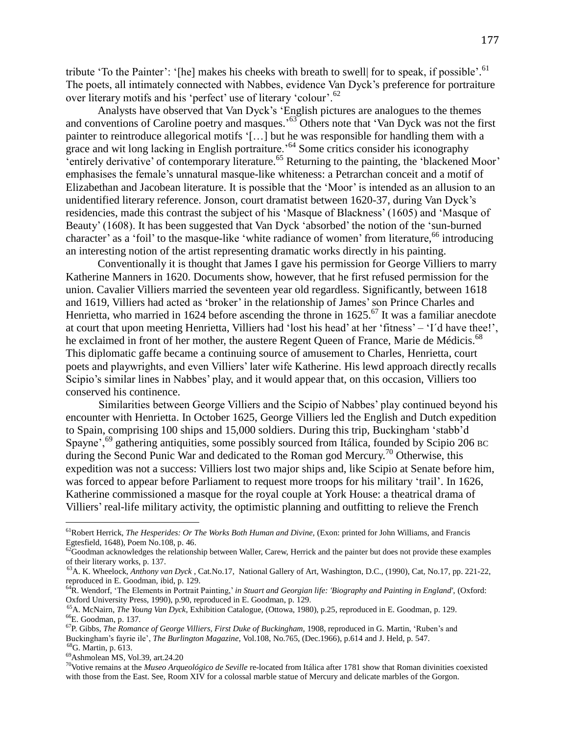tribute 'To the Painter': '[he] makes his cheeks with breath to swell| for to speak, if possible'.[61] The poets, all intimately connected with Nabbes, evidence Van Dyck's preference for portraiture over literary motifs and his 'perfect' use of literary 'colour'.[62]

Analysts have observed that Van Dyck's 'English pictures are analogues to the themes and conventions of Caroline poetry and masques.'[63] Others note that 'Van Dyck was not the first painter to reintroduce allegorical motifs '[…] but he was responsible for handling them with a grace and wit long lacking in English portraiture.'[64] Some critics consider his iconography 'entirely derivative' of contemporary literature.[65] Returning to the painting, the 'blackened Moor' emphasises the female's unnatural masque-like whiteness: a Petrarchan conceit and a motif of Elizabethan and Jacobean literature. It is possible that the 'Moor' is intended as an allusion to an unidentified literary reference. Jonson, court dramatist between 1620-37, during Van Dyck's residencies, made this contrast the subject of his 'Masque of Blackness' (1605) and 'Masque of Beauty' (1608). It has been suggested that Van Dyck 'absorbed' the notion of the 'sun-burned character' as a 'foil' to the masque-like 'white radiance of women' from literature,[66] introducing an interesting notion of the artist representing dramatic works directly in his painting.

Conventionally it is thought that James I gave his permission for George Villiers to marry Katherine Manners in 1620. Documents show, however, that he first refused permission for the union. Cavalier Villiers married the seventeen year old regardless. Significantly, between 1618 and 1619, Villiers had acted as 'broker' in the relationship of James' son Prince Charles and Henrietta, who married in 1624 before ascending the throne in 1625.[67] It was a familiar anecdote at court that upon meeting Henrietta, Villiers had 'lost his head' at her 'fitness' – 'I´d have thee!', he exclaimed in front of her mother, the austere Regent Queen of France, Marie de Médicis.[68] This diplomatic gaffe became a continuing source of amusement to Charles, Henrietta, court poets and playwrights, and even Villiers' later wife Katherine. His lewd approach directly recalls Scipio's similar lines in Nabbes' play, and it would appear that, on this occasion, Villiers too conserved his continence.

Similarities between George Villiers and the Scipio of Nabbes' play continued beyond his encounter with Henrietta. In October 1625, George Villiers led the English and Dutch expedition to Spain, comprising 100 ships and 15,000 soldiers. During this trip, Buckingham 'stabb'd Spayne',[69] gathering antiquities, some possibly sourced from Itálica, founded by Scipio 206 BC during the Second Punic War and dedicated to the Roman god Mercury.[70] Otherwise, this expedition was not a success: Villiers lost two major ships and, like Scipio at Senate before him, was forced to appear before Parliament to request more troops for his military 'trail'. In 1626, Katherine commissioned a masque for the royal couple at York House: a theatrical drama of Villiers' real-life military activity, the optimistic planning and outfitting to relieve the French

---

[61] Robert Herrick, *The Hesperides: Or The Works Both Human and Divine,* (Exon: printed for John Williams, and Francis Egtesfield, 1648), Poem No.108, p. 46.

[62] Goodman acknowledges the relationship between Waller, Carew, Herrick and the painter but does not provide these examples of their literary works, p. 137.

[63] A. K. Wheelock, *Anthony van Dyck* , Cat.No.17, National Gallery of Art, Washington, D.C., (1990), Cat, No.17, pp. 221-22, reproduced in E. Goodman, ibid, p. 129.

[64] R. Wendorf, 'The Elements in Portrait Painting,' *in Stuart and Georgian life: 'Biography and Painting in England',* (Oxford: Oxford University Press, 1990), p.90, reproduced in E. Goodman, p. 129.

[65] A. McNairn, *The Young Van Dyck,* Exhibition Catalogue, (Ottowa, 1980), p.25, reproduced in E. Goodman, p. 129.

[66] E. Goodman, p. 137.

[67] P. Gibbs, *The Romance of George Villiers, First Duke of Buckingham,* 1908, reproduced in G. Martin, 'Ruben's and Buckingham's fayrie ile', *The Burlington Magazine,* Vol.108, No.765, (Dec.1966), p.614 and J. Held, p. 547.

[68] G. Martin, p. 613.

[69] Ashmolean MS, Vol.39, art.24.20

[70] Votive remains at the *Museo Arqueológico de Seville* re-located from Itálica after 1781 show that Roman divinities coexisted with those from the East. See, Room XIV for a colossal marble statue of Mercury and delicate marbles of the Gorgon.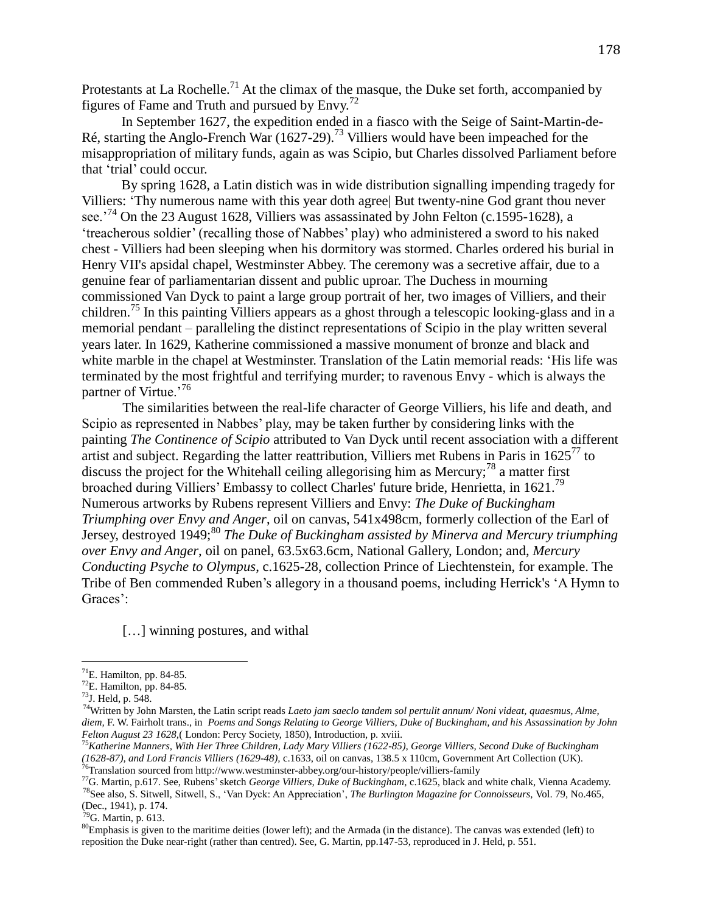Protestants at La Rochelle.[71] At the climax of the masque, the Duke set forth, accompanied by figures of Fame and Truth and pursued by Envy.[72]

In September 1627, the expedition ended in a fiasco with the Seige of Saint-Martin-de-Ré, starting the Anglo-French War (1627-29).[73] Villiers would have been impeached for the misappropriation of military funds, again as was Scipio, but Charles dissolved Parliament before that 'trial' could occur.

By spring 1628, a Latin distich was in wide distribution signalling impending tragedy for Villiers: 'Thy numerous name with this year doth agree| But twenty-nine God grant thou never see.'[74] On the 23 August 1628, Villiers was assassinated by John Felton (c.1595-1628), a 'treacherous soldier' (recalling those of Nabbes' play) who administered a sword to his naked chest - Villiers had been sleeping when his dormitory was stormed. Charles ordered his burial in Henry VII's apsidal chapel, Westminster Abbey. The ceremony was a secretive affair, due to a genuine fear of parliamentarian dissent and public uproar. The Duchess in mourning commissioned Van Dyck to paint a large group portrait of her, two images of Villiers, and their children.[75] In this painting Villiers appears as a ghost through a telescopic looking-glass and in a memorial pendant – paralleling the distinct representations of Scipio in the play written several years later. In 1629, Katherine commissioned a massive monument of bronze and black and white marble in the chapel at Westminster. Translation of the Latin memorial reads: 'His life was terminated by the most frightful and terrifying murder; to ravenous Envy - which is always the partner of Virtue.'[76]

The similarities between the real-life character of George Villiers, his life and death, and Scipio as represented in Nabbes' play, may be taken further by considering links with the painting *The Continence of Scipio* attributed to Van Dyck until recent association with a different artist and subject. Regarding the latter reattribution, Villiers met Rubens in Paris in 1625[77] to discuss the project for the Whitehall ceiling allegorising him as Mercury;[78] a matter first broached during Villiers' Embassy to collect Charles' future bride, Henrietta, in 1621.[79] Numerous artworks by Rubens represent Villiers and Envy: *The Duke of Buckingham Triumphing over Envy and Anger*, oil on canvas, 541x498cm, formerly collection of the Earl of Jersey, destroyed 1949;[80] *The Duke of Buckingham assisted by Minerva and Mercury triumphing over Envy and Anger*, oil on panel, 63.5x63.6cm, National Gallery, London; and, *Mercury Conducting Psyche to Olympus*, c.1625-28, collection Prince of Liechtenstein, for example. The Tribe of Ben commended Ruben's allegory in a thousand poems, including Herrick's 'A Hymn to Graces':

> […] winning postures, and withal

---

[71] E. Hamilton, pp. 84-85.

[72] E. Hamilton, pp. 84-85.

[73] J. Held, p. 548.

[74] Written by John Marsten, the Latin script reads *Laeto jam saeclo tandem sol pertulit annum/ Noni videat, quaesmus, Alme, diem*, F. W. Fairholt trans., in *Poems and Songs Relating to George Villiers, Duke of Buckingham, and his Assassination by John Felton August 23 1628*,( London: Percy Society, 1850), Introduction, p. xviii.

[75] *Katherine Manners, With Her Three Children, Lady Mary Villiers (1622-85), George Villiers, Second Duke of Buckingham (1628-87), and Lord Francis Villiers (1629-48)*, c.1633, oil on canvas, 138.5 x 110cm, Government Art Collection (UK).

[76] Translation sourced from http://www.westminster-abbey.org/our-history/people/villiers-family

[77] G. Martin, p.617. See, Rubens' sketch *George Villiers, Duke of Buckingham*, c.1625, black and white chalk, Vienna Academy.

[78] See also, S. Sitwell, Sitwell, S., 'Van Dyck: An Appreciation', *The Burlington Magazine for Connoisseurs*, Vol. 79, No.465, (Dec., 1941), p. 174.

[79] G. Martin, p. 613.

[80] Emphasis is given to the maritime deities (lower left); and the Armada (in the distance). The canvas was extended (left) to reposition the Duke near-right (rather than centred). See, G. Martin, pp.147-53, reproduced in J. Held, p. 551.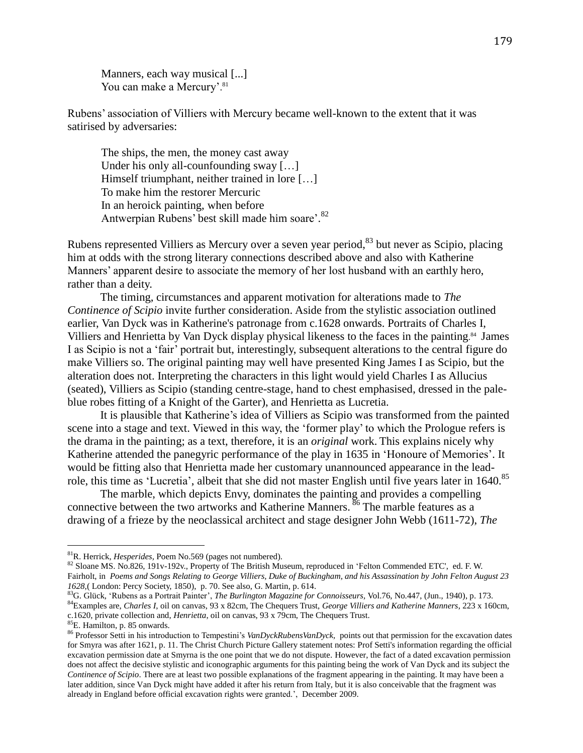Manners, each way musical [...]
You can make a Mercury'.[81]

Rubens' association of Villiers with Mercury became well-known to the extent that it was satirised by adversaries:

> The ships, the men, the money cast away
> Under his only all-counfounding sway […]
> Himself triumphant, neither trained in lore […]
> To make him the restorer Mercuric
> In an heroick painting, when before
> Antwerpian Rubens' best skill made him soare'.[82]

Rubens represented Villiers as Mercury over a seven year period,[83] but never as Scipio, placing him at odds with the strong literary connections described above and also with Katherine Manners' apparent desire to associate the memory of her lost husband with an earthly hero, rather than a deity.

The timing, circumstances and apparent motivation for alterations made to *The Continence of Scipio* invite further consideration. Aside from the stylistic association outlined earlier, Van Dyck was in Katherine's patronage from c.1628 onwards. Portraits of Charles I, Villiers and Henrietta by Van Dyck display physical likeness to the faces in the painting.[84] James I as Scipio is not a 'fair' portrait but, interestingly, subsequent alterations to the central figure do make Villiers so. The original painting may well have presented King James I as Scipio, but the alteration does not. Interpreting the characters in this light would yield Charles I as Allucius (seated), Villiers as Scipio (standing centre-stage, hand to chest emphasised, dressed in the pale-blue robes fitting of a Knight of the Garter), and Henrietta as Lucretia.

It is plausible that Katherine's idea of Villiers as Scipio was transformed from the painted scene into a stage and text. Viewed in this way, the 'former play' to which the Prologue refers is the drama in the painting; as a text, therefore, it is an *original* work. This explains nicely why Katherine attended the panegyric performance of the play in 1635 in 'Honoure of Memories'. It would be fitting also that Henrietta made her customary unannounced appearance in the lead-role, this time as 'Lucretia', albeit that she did not master English until five years later in 1640.[85]

The marble, which depicts Envy, dominates the painting and provides a compelling connective between the two artworks and Katherine Manners.[86] The marble features as a drawing of a frieze by the neoclassical architect and stage designer John Webb (1611-72), *The*

---

[81] R. Herrick, *Hesperides,* Poem No.569 (pages not numbered).

[82] Sloane MS. No.826, 191v-192v., Property of The British Museum, reproduced in 'Felton Commended ETC', ed. F. W. Fairholt, in *Poems and Songs Relating to George Villiers, Duke of Buckingham, and his Assassination by John Felton August 23 1628,*( London: Percy Society, 1850), p. 70. See also, G. Martin, p. 614.

[83] G. Glück, 'Rubens as a Portrait Painter', *The Burlington Magazine for Connoisseurs,* Vol.76, No.447, (Jun., 1940), p. 173.

[84] Examples are, *Charles I,* oil on canvas, 93 x 82cm, The Chequers Trust, *George Villiers and Katherine Manners*, 223 x 160cm, c.1620, private collection and, *Henrietta*, oil on canvas, 93 x 79cm, The Chequers Trust.

[85] E. Hamilton, p. 85 onwards.

[86] Professor Setti in his introduction to Tempestini's *VanDyckRubensVanDyck,* points out that permission for the excavation dates for Smyra was after 1621, p. 11. The Christ Church Picture Gallery statement notes: Prof Setti's information regarding the official excavation permission date at Smyrna is the one point that we do not dispute. However, the fact of a dated excavation permission does not affect the decisive stylistic and iconographic arguments for this painting being the work of Van Dyck and its subject the *Continence of Scipio*. There are at least two possible explanations of the fragment appearing in the painting. It may have been a later addition, since Van Dyck might have added it after his return from Italy, but it is also conceivable that the fragment was already in England before official excavation rights were granted.', December 2009.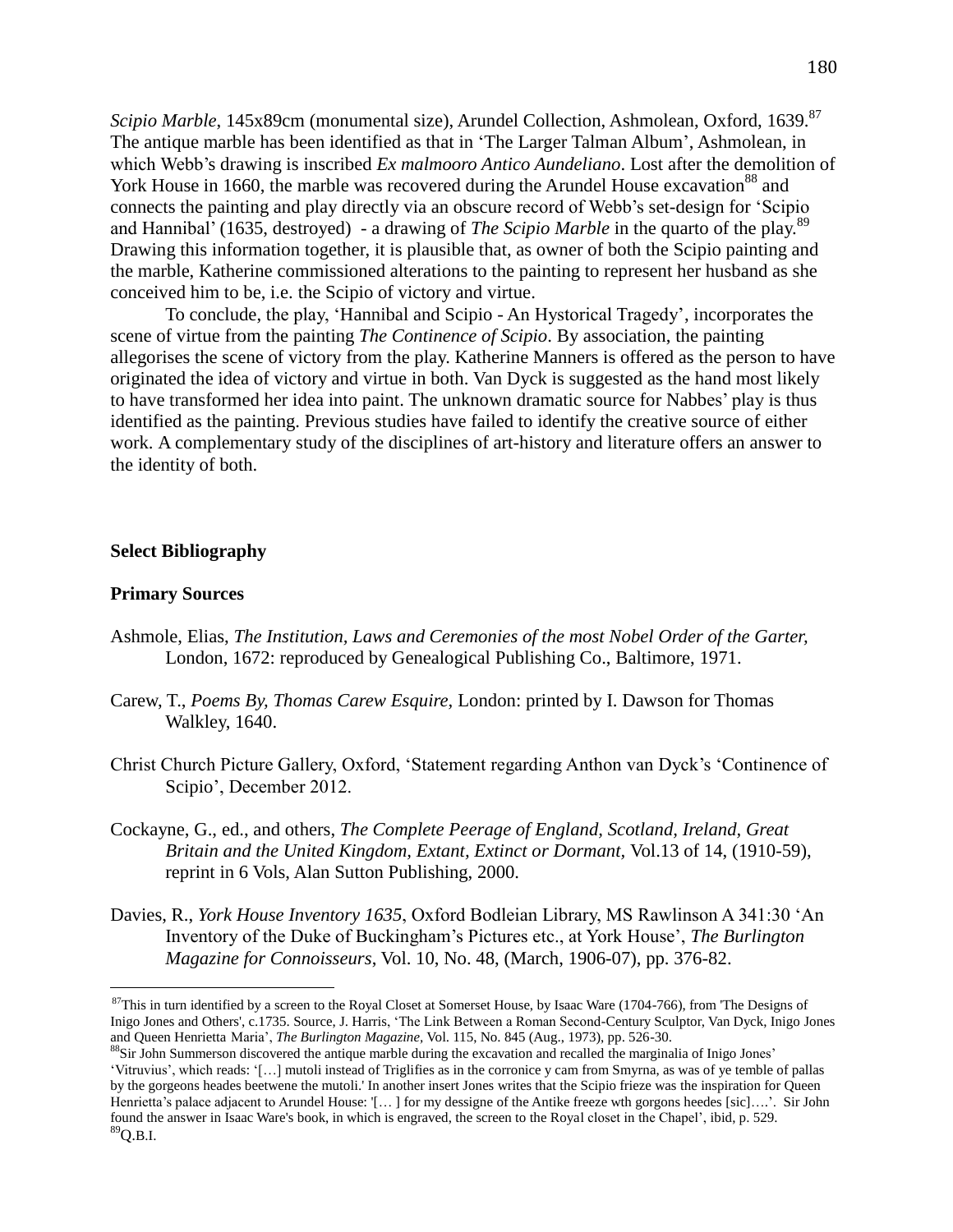*Scipio Marble*, 145x89cm (monumental size), Arundel Collection, Ashmolean, Oxford, 1639.[87] The antique marble has been identified as that in 'The Larger Talman Album', Ashmolean, in which Webb's drawing is inscribed *Ex malmooro Antico Aundeliano*. Lost after the demolition of York House in 1660, the marble was recovered during the Arundel House excavation[88] and connects the painting and play directly via an obscure record of Webb's set-design for 'Scipio and Hannibal' (1635, destroyed) - a drawing of *The Scipio Marble* in the quarto of the play.[89] Drawing this information together, it is plausible that, as owner of both the Scipio painting and the marble, Katherine commissioned alterations to the painting to represent her husband as she conceived him to be, i.e. the Scipio of victory and virtue.

To conclude, the play, 'Hannibal and Scipio - An Hystorical Tragedy', incorporates the scene of virtue from the painting *The Continence of Scipio*. By association, the painting allegorises the scene of victory from the play. Katherine Manners is offered as the person to have originated the idea of victory and virtue in both. Van Dyck is suggested as the hand most likely to have transformed her idea into paint. The unknown dramatic source for Nabbes' play is thus identified as the painting. Previous studies have failed to identify the creative source of either work. A complementary study of the disciplines of art-history and literature offers an answer to the identity of both.

## Select Bibliography

### Primary Sources

Ashmole, Elias, *The Institution, Laws and Ceremonies of the most Nobel Order of the Garter,* London, 1672: reproduced by Genealogical Publishing Co., Baltimore, 1971.

Carew, T., *Poems By, Thomas Carew Esquire,* London: printed by I. Dawson for Thomas Walkley, 1640.

Christ Church Picture Gallery, Oxford, 'Statement regarding Anthon van Dyck's 'Continence of Scipio', December 2012.

Cockayne, G., ed., and others, *The Complete Peerage of England, Scotland, Ireland, Great Britain and the United Kingdom, Extant, Extinct or Dormant,* Vol.13 of 14, (1910-59), reprint in 6 Vols, Alan Sutton Publishing, 2000.

Davies, R., *York House Inventory 1635*, Oxford Bodleian Library, MS Rawlinson A 341:30 'An Inventory of the Duke of Buckingham's Pictures etc., at York House', *The Burlington Magazine for Connoisseurs*, Vol. 10, No. 48, (March, 1906-07), pp. 376-82.

---

[87] This in turn identified by a screen to the Royal Closet at Somerset House, by Isaac Ware (1704-766), from 'The Designs of Inigo Jones and Others', c.1735. Source, J. Harris, 'The Link Between a Roman Second-Century Sculptor, Van Dyck, Inigo Jones and Queen Henrietta Maria', *The Burlington Magazine,* Vol. 115, No. 845 (Aug., 1973), pp. 526-30.

[88] Sir John Summerson discovered the antique marble during the excavation and recalled the marginalia of Inigo Jones' 'Vitruvius', which reads: '[…] mutoli instead of Triglifies as in the corronice y cam from Smyrna, as was of ye temble of pallas by the gorgeons heades beetwene the mutoli.' In another insert Jones writes that the Scipio frieze was the inspiration for Queen Henrietta's palace adjacent to Arundel House: '[… ] for my dessigne of the Antike freeze wth gorgons heedes [sic]….'. Sir John found the answer in Isaac Ware's book, in which is engraved, the screen to the Royal closet in the Chapel', ibid, p. 529.

[89] Q.B.I.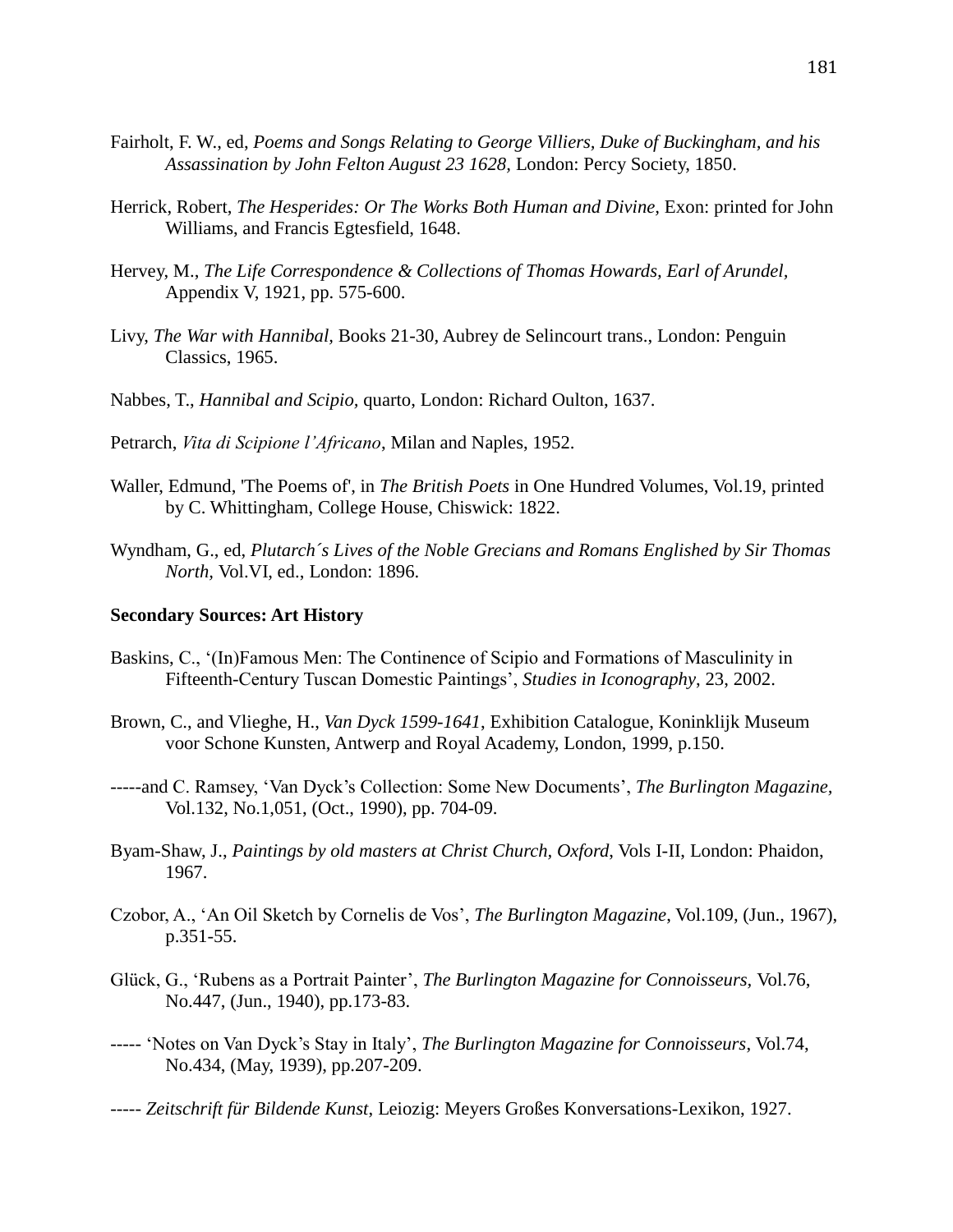Fairholt, F. W., ed, *Poems and Songs Relating to George Villiers, Duke of Buckingham, and his Assassination by John Felton August 23 1628,* London: Percy Society, 1850.

Herrick, Robert, *The Hesperides: Or The Works Both Human and Divine*, Exon: printed for John Williams, and Francis Egtesfield, 1648.

Hervey, M., *The Life Correspondence & Collections of Thomas Howards, Earl of Arundel,* Appendix V, 1921, pp. 575-600.

Livy, *The War with Hannibal,* Books 21-30, Aubrey de Selincourt trans., London: Penguin Classics, 1965.

Nabbes, T., *Hannibal and Scipio,* quarto, London: Richard Oulton, 1637.

Petrarch, *Vita di Scipione l'Africano*, Milan and Naples, 1952.

Waller, Edmund, 'The Poems of', in *The British Poets* in One Hundred Volumes, Vol.19, printed by C. Whittingham, College House, Chiswick: 1822.

Wyndham, G., ed, *Plutarch´s Lives of the Noble Grecians and Romans Englished by Sir Thomas North,* Vol.VI, ed., London: 1896.

**Secondary Sources: Art History**

Baskins, C., '(In)Famous Men: The Continence of Scipio and Formations of Masculinity in Fifteenth-Century Tuscan Domestic Paintings', *Studies in Iconography*, 23, 2002.

Brown, C., and Vlieghe, H., *Van Dyck 1599-1641*, Exhibition Catalogue, Koninklijk Museum voor Schone Kunsten, Antwerp and Royal Academy, London, 1999, p.150.

-----and C. Ramsey, 'Van Dyck's Collection: Some New Documents', *The Burlington Magazine,* Vol.132, No.1,051, (Oct., 1990), pp. 704-09.

Byam-Shaw, J., *Paintings by old masters at Christ Church, Oxford*, Vols I-II, London: Phaidon, 1967.

Czobor, A., 'An Oil Sketch by Cornelis de Vos', *The Burlington Magazine*, Vol.109, (Jun., 1967), p.351-55.

Glück, G., 'Rubens as a Portrait Painter', *The Burlington Magazine for Connoisseurs,* Vol.76, No.447, (Jun., 1940), pp.173-83.

----- 'Notes on Van Dyck's Stay in Italy', *The Burlington Magazine for Connoisseurs*, Vol.74, No.434, (May, 1939), pp.207-209.

----- *Zeitschrift für Bildende Kunst*, Leiozig: Meyers Großes Konversations-Lexikon, 1927.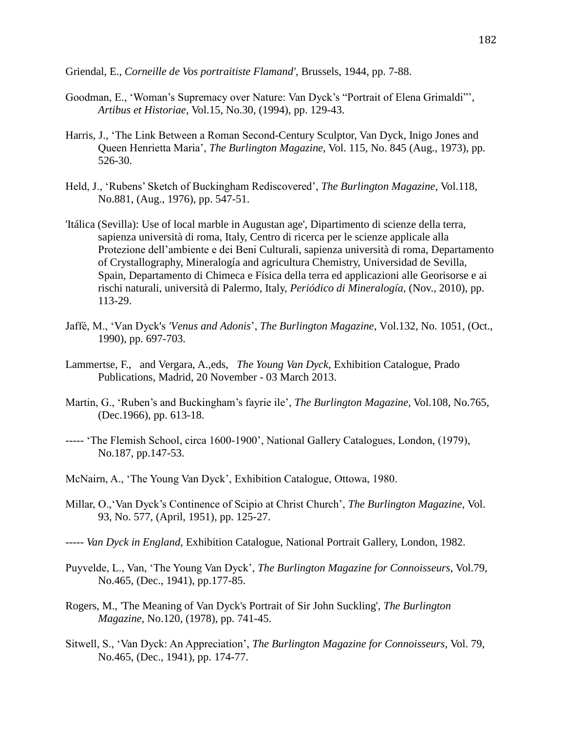Griendal, E., *Corneille de Vos portraitiste Flamand'*, Brussels, 1944, pp. 7-88.

Goodman, E., 'Woman's Supremacy over Nature: Van Dyck's "Portrait of Elena Grimaldi"', *Artibus et Historiae,* Vol.15, No.30, (1994), pp. 129-43.

Harris, J., 'The Link Between a Roman Second-Century Sculptor, Van Dyck, Inigo Jones and Queen Henrietta Maria', *The Burlington Magazine,* Vol. 115, No. 845 (Aug., 1973), pp. 526-30.

Held, J., 'Rubens' Sketch of Buckingham Rediscovered', *The Burlington Magazine,* Vol.118, No.881, (Aug., 1976), pp. 547-51.

'Itálica (Sevilla): Use of local marble in Augustan age', Dipartimento di scienze della terra, sapienza università di roma, Italy, Centro di ricerca per le scienze applicale alla Protezione dell'ambiente e dei Beni Culturali, sapienza università di roma, Departamento of Crystallography, Mineralogía and agricultura Chemistry, Universidad de Sevilla, Spain, Departamento di Chimeca e Física della terra ed applicazioni alle Georisorse e ai rischi naturali, università di Palermo, Italy, *Periódico di Mineralogía,* (Nov., 2010), pp. 113-29.

Jaffé, M., 'Van Dyck's *'Venus and Adonis*', *The Burlington Magazine,* Vol.132, No. 1051, (Oct., 1990), pp. 697-703.

Lammertse, F., and Vergara, A.,eds, *The Young Van Dyck*, Exhibition Catalogue, Prado Publications, Madrid, 20 November - 03 March 2013.

Martin, G., 'Ruben's and Buckingham's fayrie ile', *The Burlington Magazine,* Vol.108, No.765, (Dec.1966), pp. 613-18.

----- 'The Flemish School, circa 1600-1900', National Gallery Catalogues, London, (1979), No.187, pp.147-53.

McNairn, A., 'The Young Van Dyck', Exhibition Catalogue, Ottowa, 1980.

Millar, O.,'Van Dyck's Continence of Scipio at Christ Church', *The Burlington Magazine,* Vol. 93, No. 577, (April, 1951), pp. 125-27.

----- *Van Dyck in England*, Exhibition Catalogue, National Portrait Gallery, London, 1982.

Puyvelde, L., Van, 'The Young Van Dyck', *The Burlington Magazine for Connoisseurs*, Vol.79, No.465, (Dec., 1941), pp.177-85.

Rogers, M., 'The Meaning of Van Dyck's Portrait of Sir John Suckling', *The Burlington Magazine,* No.120, (1978), pp. 741-45.

Sitwell, S., 'Van Dyck: An Appreciation', *The Burlington Magazine for Connoisseurs,* Vol. 79, No.465, (Dec., 1941), pp. 174-77.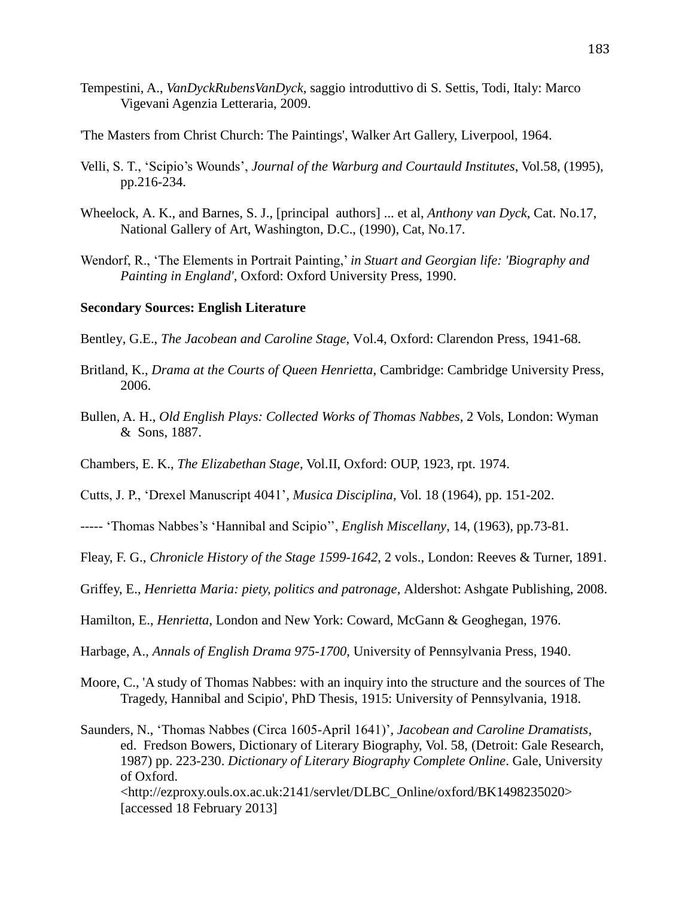Tempestini, A., *VanDyckRubensVanDyck*, saggio introduttivo di S. Settis, Todi, Italy: Marco Vigevani Agenzia Letteraria, 2009.

'The Masters from Christ Church: The Paintings', Walker Art Gallery, Liverpool, 1964.

Velli, S. T., 'Scipio's Wounds', *Journal of the Warburg and Courtauld Institutes*, Vol.58, (1995), pp.216-234.

Wheelock, A. K., and Barnes, S. J., [principal authors] ... et al, *Anthony van Dyck*, Cat. No.17, National Gallery of Art, Washington, D.C., (1990), Cat, No.17.

Wendorf, R., 'The Elements in Portrait Painting,' *in Stuart and Georgian life: 'Biography and Painting in England'*, Oxford: Oxford University Press, 1990.

**Secondary Sources: English Literature**

Bentley, G.E., *The Jacobean and Caroline Stage*, Vol.4, Oxford: Clarendon Press, 1941-68.

Britland, K., *Drama at the Courts of Queen Henrietta*, Cambridge: Cambridge University Press, 2006.

Bullen, A. H., *Old English Plays: Collected Works of Thomas Nabbes*, 2 Vols, London: Wyman & Sons, 1887.

Chambers, E. K., *The Elizabethan Stage*, Vol.II, Oxford: OUP, 1923, rpt. 1974.

Cutts, J. P., 'Drexel Manuscript 4041', *Musica Disciplina*, Vol. 18 (1964), pp. 151-202.

----- 'Thomas Nabbes's 'Hannibal and Scipio'', *English Miscellany*, 14, (1963), pp.73-81.

Fleay, F. G., *Chronicle History of the Stage 1599-1642*, 2 vols., London: Reeves & Turner, 1891.

Griffey, E., *Henrietta Maria: piety, politics and patronage*, Aldershot: Ashgate Publishing, 2008.

Hamilton, E., *Henrietta*, London and New York: Coward, McGann & Geoghegan, 1976.

Harbage, A., *Annals of English Drama 975-1700*, University of Pennsylvania Press, 1940.

Moore, C., 'A study of Thomas Nabbes: with an inquiry into the structure and the sources of The Tragedy, Hannibal and Scipio', PhD Thesis, 1915: University of Pennsylvania, 1918.

Saunders, N., 'Thomas Nabbes (Circa 1605-April 1641)', *Jacobean and Caroline Dramatists*, ed. Fredson Bowers, Dictionary of Literary Biography, Vol. 58, (Detroit: Gale Research, 1987) pp. 223-230. *Dictionary of Literary Biography Complete Online*. Gale, University of Oxford. <http://ezproxy.ouls.ox.ac.uk:2141/servlet/DLBC_Online/oxford/BK1498235020> [accessed 18 February 2013]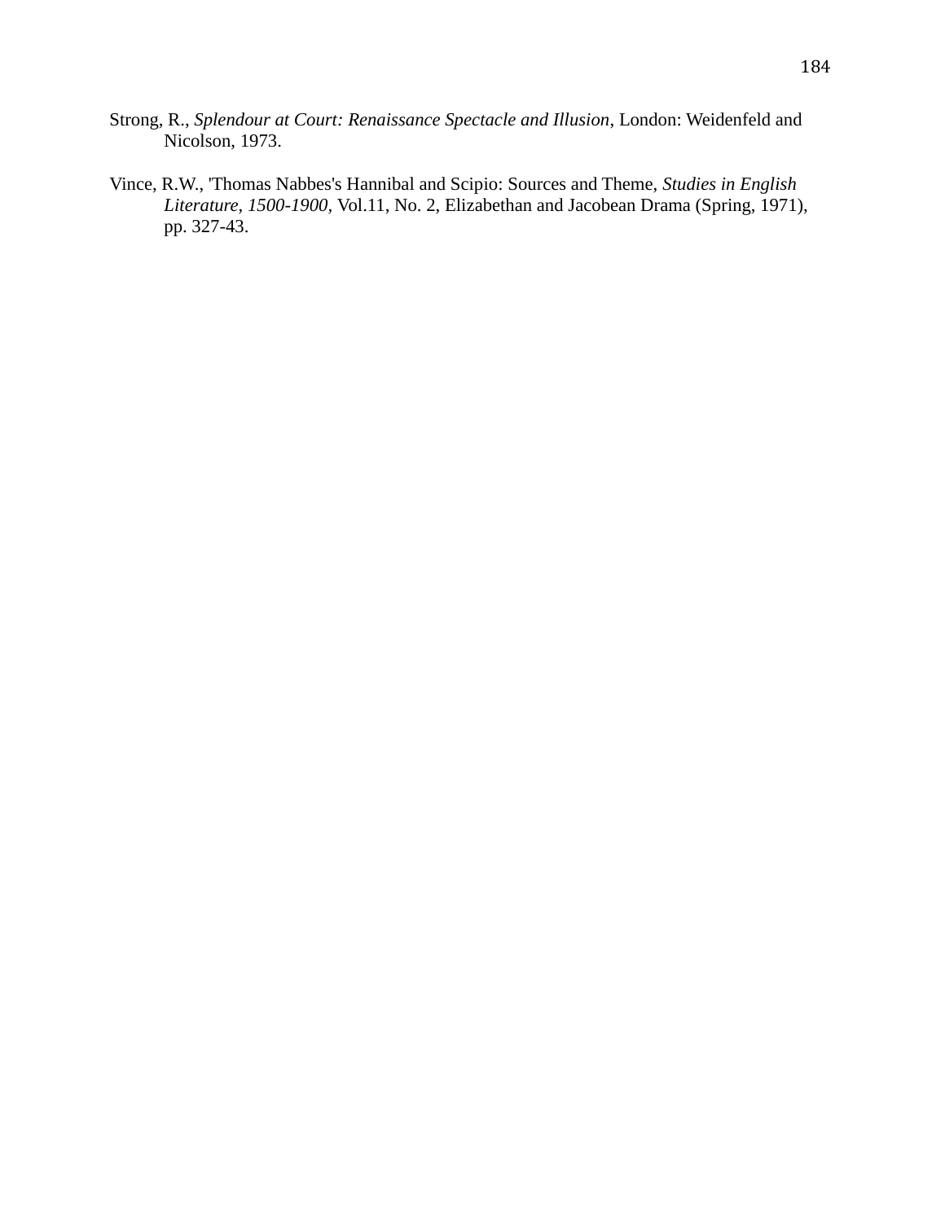Strong, R., *Splendour at Court: Renaissance Spectacle and Illusion,* London: Weidenfeld and Nicolson, 1973.

Vince, R.W., 'Thomas Nabbes's Hannibal and Scipio: Sources and Theme, *Studies in English Literature, 1500-1900,* Vol.11, No. 2, Elizabethan and Jacobean Drama (Spring, 1971), pp. 327-43.